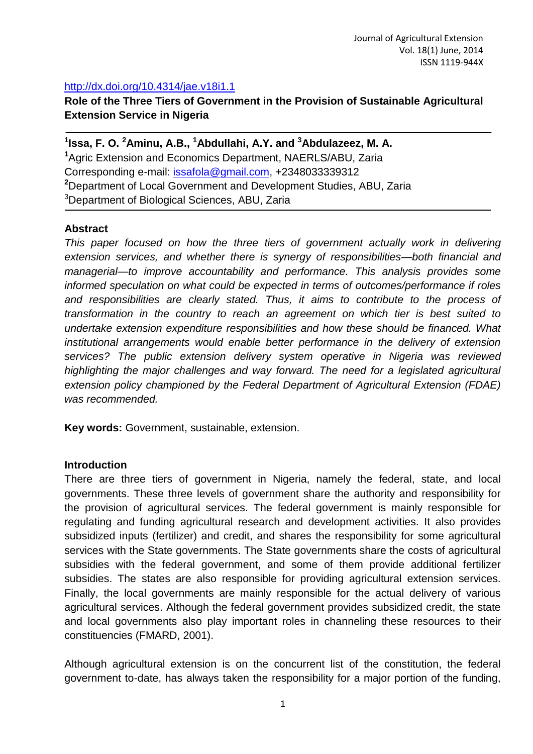http://dx.doi.org/10.4314/jae.v18i1.1

# Role of the Three Tiers of Government in the Provision of Sustainable Agricultural Extension Service in Nigeria

**[1]Issa, F. O. [2]Aminu, A.B., [1]Abdullahi, A.Y. and [3]Abdulazeez, M. A.**

[1]Agric Extension and Economics Department, NAERLS/ABU, Zaria
Corresponding e-mail: issafola@gmail.com, +2348033339312
[2]Department of Local Government and Development Studies, ABU, Zaria
[3]Department of Biological Sciences, ABU, Zaria

## Abstract

*This paper focused on how the three tiers of government actually work in delivering extension services, and whether there is synergy of responsibilities—both financial and managerial—to improve accountability and performance. This analysis provides some informed speculation on what could be expected in terms of outcomes/performance if roles and responsibilities are clearly stated. Thus, it aims to contribute to the process of transformation in the country to reach an agreement on which tier is best suited to undertake extension expenditure responsibilities and how these should be financed. What institutional arrangements would enable better performance in the delivery of extension services? The public extension delivery system operative in Nigeria was reviewed highlighting the major challenges and way forward. The need for a legislated agricultural extension policy championed by the Federal Department of Agricultural Extension (FDAE) was recommended.*

**Key words:** Government, sustainable, extension.

## Introduction

There are three tiers of government in Nigeria, namely the federal, state, and local governments. These three levels of government share the authority and responsibility for the provision of agricultural services. The federal government is mainly responsible for regulating and funding agricultural research and development activities. It also provides subsidized inputs (fertilizer) and credit, and shares the responsibility for some agricultural services with the State governments. The State governments share the costs of agricultural subsidies with the federal government, and some of them provide additional fertilizer subsidies. The states are also responsible for providing agricultural extension services. Finally, the local governments are mainly responsible for the actual delivery of various agricultural services. Although the federal government provides subsidized credit, the state and local governments also play important roles in channeling these resources to their constituencies (FMARD, 2001).

Although agricultural extension is on the concurrent list of the constitution, the federal government to-date, has always taken the responsibility for a major portion of the funding,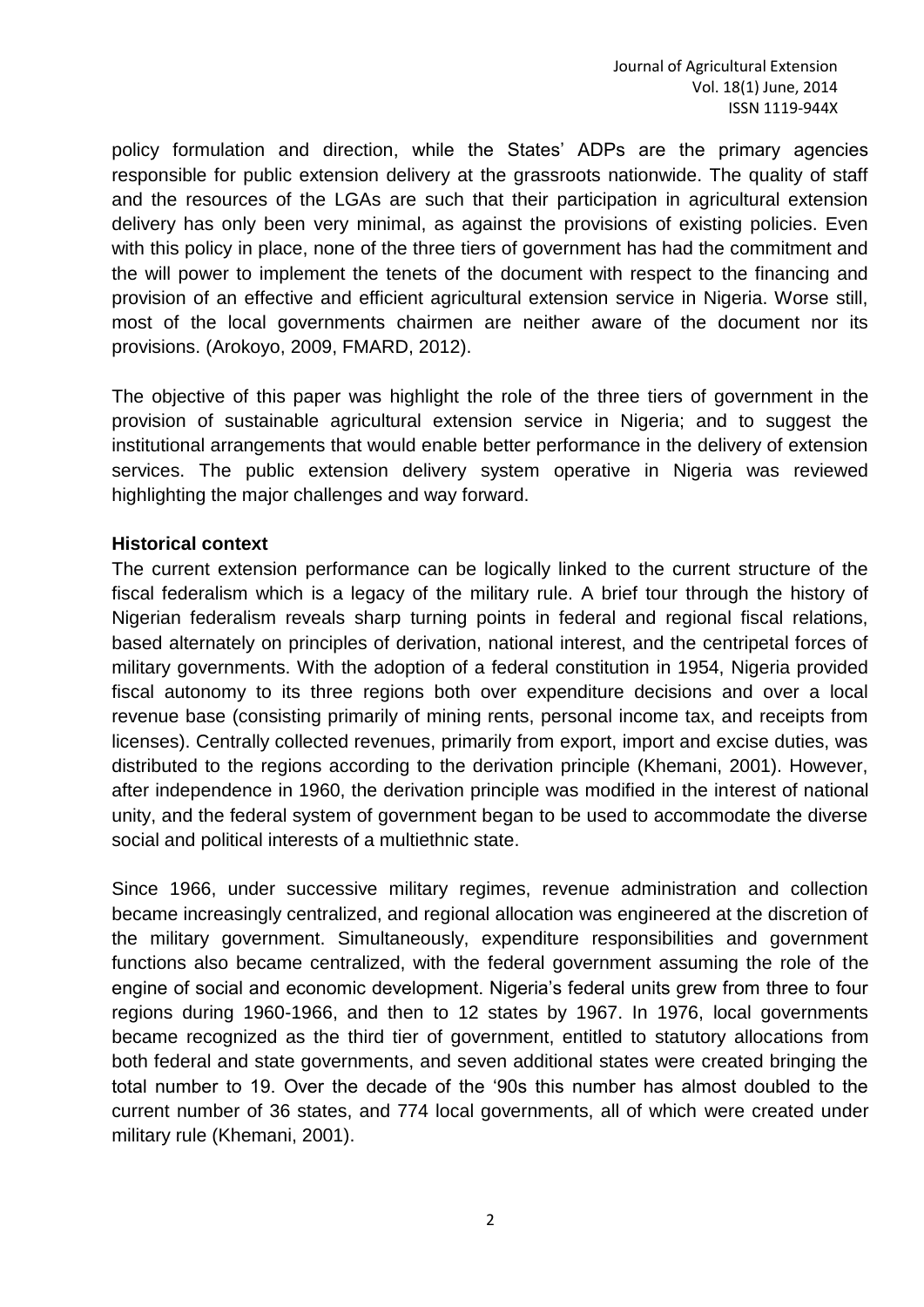policy formulation and direction, while the States' ADPs are the primary agencies responsible for public extension delivery at the grassroots nationwide. The quality of staff and the resources of the LGAs are such that their participation in agricultural extension delivery has only been very minimal, as against the provisions of existing policies. Even with this policy in place, none of the three tiers of government has had the commitment and the will power to implement the tenets of the document with respect to the financing and provision of an effective and efficient agricultural extension service in Nigeria. Worse still, most of the local governments chairmen are neither aware of the document nor its provisions. (Arokoyo, 2009, FMARD, 2012).

The objective of this paper was highlight the role of the three tiers of government in the provision of sustainable agricultural extension service in Nigeria; and to suggest the institutional arrangements that would enable better performance in the delivery of extension services. The public extension delivery system operative in Nigeria was reviewed highlighting the major challenges and way forward.

**Historical context**

The current extension performance can be logically linked to the current structure of the fiscal federalism which is a legacy of the military rule. A brief tour through the history of Nigerian federalism reveals sharp turning points in federal and regional fiscal relations, based alternately on principles of derivation, national interest, and the centripetal forces of military governments. With the adoption of a federal constitution in 1954, Nigeria provided fiscal autonomy to its three regions both over expenditure decisions and over a local revenue base (consisting primarily of mining rents, personal income tax, and receipts from licenses). Centrally collected revenues, primarily from export, import and excise duties, was distributed to the regions according to the derivation principle (Khemani, 2001). However, after independence in 1960, the derivation principle was modified in the interest of national unity, and the federal system of government began to be used to accommodate the diverse social and political interests of a multiethnic state.

Since 1966, under successive military regimes, revenue administration and collection became increasingly centralized, and regional allocation was engineered at the discretion of the military government. Simultaneously, expenditure responsibilities and government functions also became centralized, with the federal government assuming the role of the engine of social and economic development. Nigeria's federal units grew from three to four regions during 1960-1966, and then to 12 states by 1967. In 1976, local governments became recognized as the third tier of government, entitled to statutory allocations from both federal and state governments, and seven additional states were created bringing the total number to 19. Over the decade of the '90s this number has almost doubled to the current number of 36 states, and 774 local governments, all of which were created under military rule (Khemani, 2001).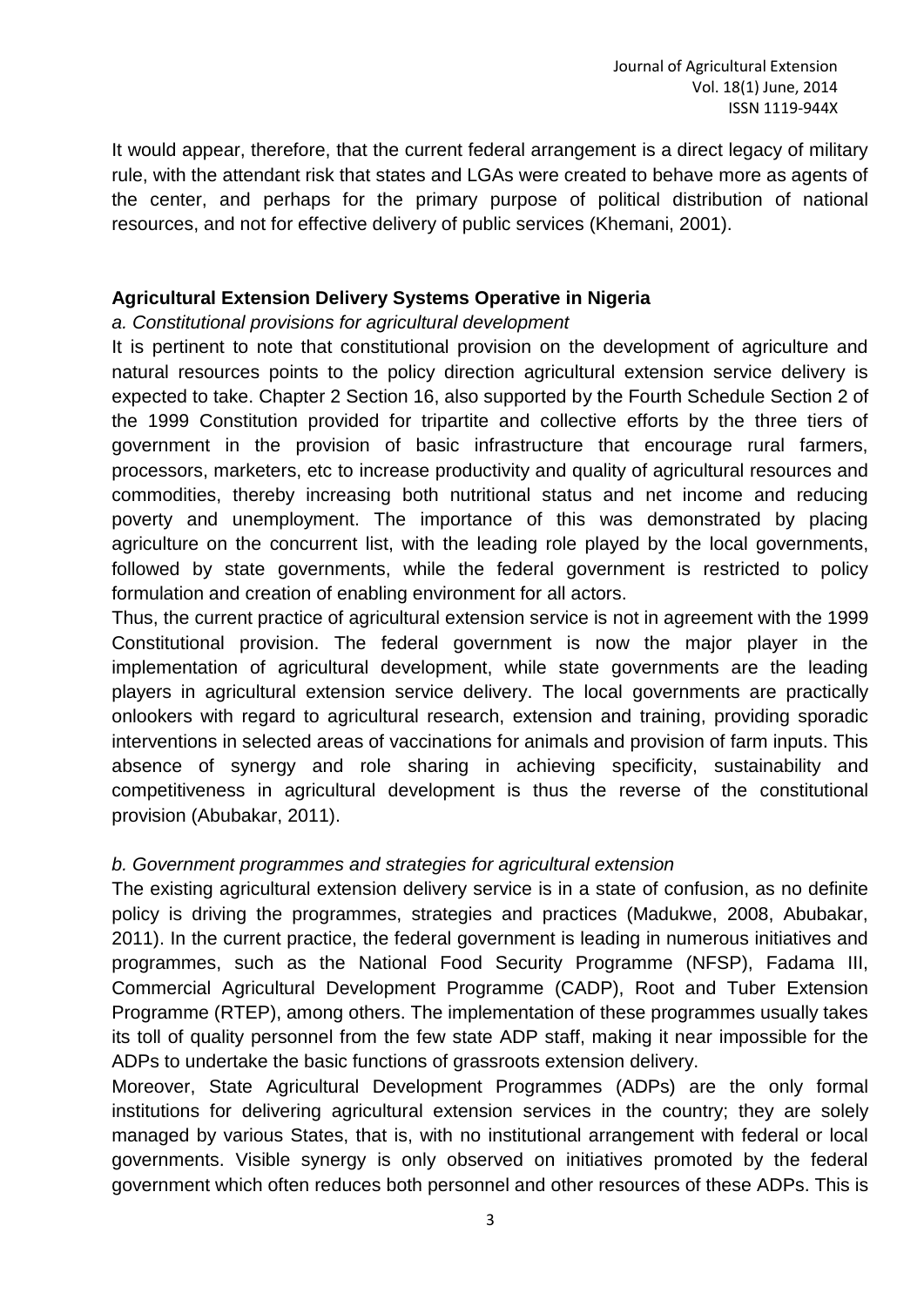It would appear, therefore, that the current federal arrangement is a direct legacy of military rule, with the attendant risk that states and LGAs were created to behave more as agents of the center, and perhaps for the primary purpose of political distribution of national resources, and not for effective delivery of public services (Khemani, 2001).

## Agricultural Extension Delivery Systems Operative in Nigeria

*a. Constitutional provisions for agricultural development*

It is pertinent to note that constitutional provision on the development of agriculture and natural resources points to the policy direction agricultural extension service delivery is expected to take. Chapter 2 Section 16, also supported by the Fourth Schedule Section 2 of the 1999 Constitution provided for tripartite and collective efforts by the three tiers of government in the provision of basic infrastructure that encourage rural farmers, processors, marketers, etc to increase productivity and quality of agricultural resources and commodities, thereby increasing both nutritional status and net income and reducing poverty and unemployment. The importance of this was demonstrated by placing agriculture on the concurrent list, with the leading role played by the local governments, followed by state governments, while the federal government is restricted to policy formulation and creation of enabling environment for all actors.

Thus, the current practice of agricultural extension service is not in agreement with the 1999 Constitutional provision. The federal government is now the major player in the implementation of agricultural development, while state governments are the leading players in agricultural extension service delivery. The local governments are practically onlookers with regard to agricultural research, extension and training, providing sporadic interventions in selected areas of vaccinations for animals and provision of farm inputs. This absence of synergy and role sharing in achieving specificity, sustainability and competitiveness in agricultural development is thus the reverse of the constitutional provision (Abubakar, 2011).

*b. Government programmes and strategies for agricultural extension*

The existing agricultural extension delivery service is in a state of confusion, as no definite policy is driving the programmes, strategies and practices (Madukwe, 2008, Abubakar, 2011). In the current practice, the federal government is leading in numerous initiatives and programmes, such as the National Food Security Programme (NFSP), Fadama III, Commercial Agricultural Development Programme (CADP), Root and Tuber Extension Programme (RTEP), among others. The implementation of these programmes usually takes its toll of quality personnel from the few state ADP staff, making it near impossible for the ADPs to undertake the basic functions of grassroots extension delivery.

Moreover, State Agricultural Development Programmes (ADPs) are the only formal institutions for delivering agricultural extension services in the country; they are solely managed by various States, that is, with no institutional arrangement with federal or local governments. Visible synergy is only observed on initiatives promoted by the federal government which often reduces both personnel and other resources of these ADPs. This is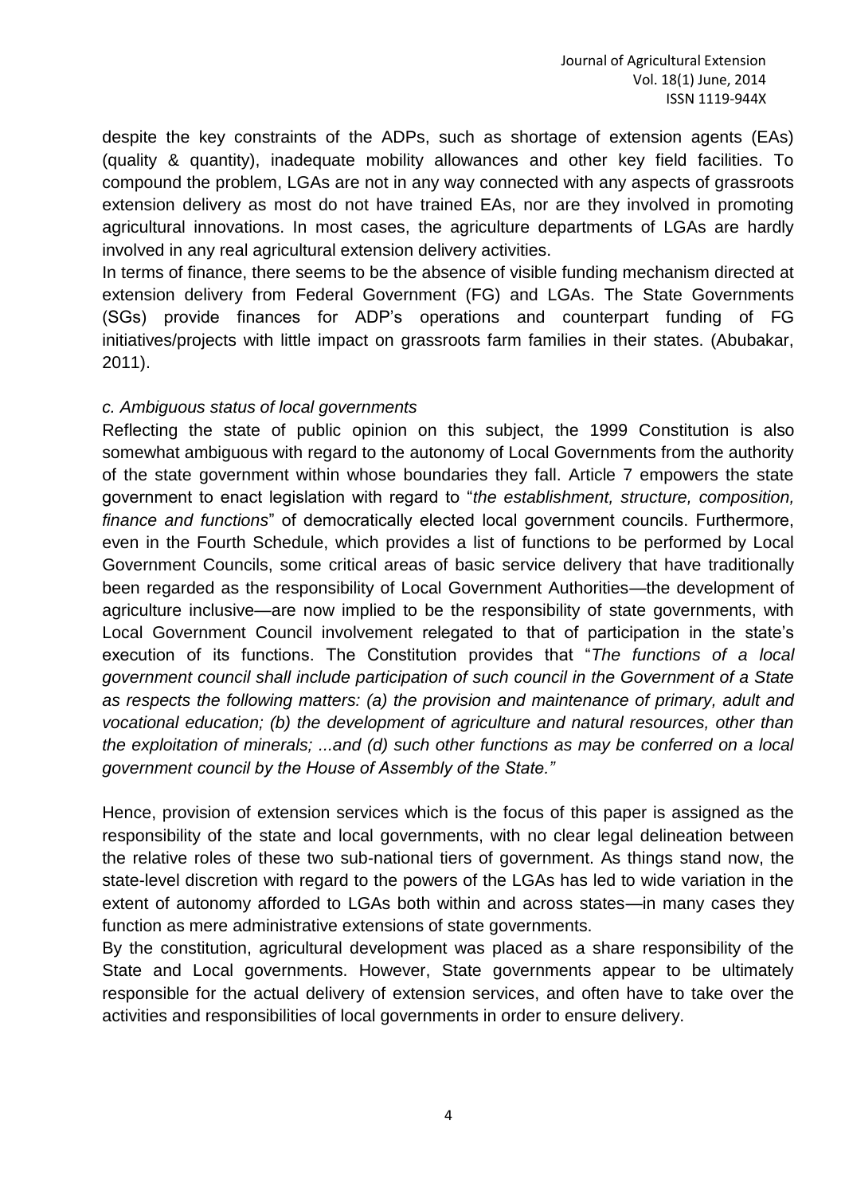despite the key constraints of the ADPs, such as shortage of extension agents (EAs) (quality & quantity), inadequate mobility allowances and other key field facilities. To compound the problem, LGAs are not in any way connected with any aspects of grassroots extension delivery as most do not have trained EAs, nor are they involved in promoting agricultural innovations. In most cases, the agriculture departments of LGAs are hardly involved in any real agricultural extension delivery activities.

In terms of finance, there seems to be the absence of visible funding mechanism directed at extension delivery from Federal Government (FG) and LGAs. The State Governments (SGs) provide finances for ADP's operations and counterpart funding of FG initiatives/projects with little impact on grassroots farm families in their states. (Abubakar, 2011).

*c. Ambiguous status of local governments*

Reflecting the state of public opinion on this subject, the 1999 Constitution is also somewhat ambiguous with regard to the autonomy of Local Governments from the authority of the state government within whose boundaries they fall. Article 7 empowers the state government to enact legislation with regard to "*the establishment, structure, composition, finance and functions*" of democratically elected local government councils. Furthermore, even in the Fourth Schedule, which provides a list of functions to be performed by Local Government Councils, some critical areas of basic service delivery that have traditionally been regarded as the responsibility of Local Government Authorities—the development of agriculture inclusive—are now implied to be the responsibility of state governments, with Local Government Council involvement relegated to that of participation in the state's execution of its functions. The Constitution provides that "*The functions of a local government council shall include participation of such council in the Government of a State as respects the following matters: (a) the provision and maintenance of primary, adult and vocational education; (b) the development of agriculture and natural resources, other than the exploitation of minerals; ...and (d) such other functions as may be conferred on a local government council by the House of Assembly of the State."*

Hence, provision of extension services which is the focus of this paper is assigned as the responsibility of the state and local governments, with no clear legal delineation between the relative roles of these two sub-national tiers of government. As things stand now, the state-level discretion with regard to the powers of the LGAs has led to wide variation in the extent of autonomy afforded to LGAs both within and across states—in many cases they function as mere administrative extensions of state governments.

By the constitution, agricultural development was placed as a share responsibility of the State and Local governments. However, State governments appear to be ultimately responsible for the actual delivery of extension services, and often have to take over the activities and responsibilities of local governments in order to ensure delivery.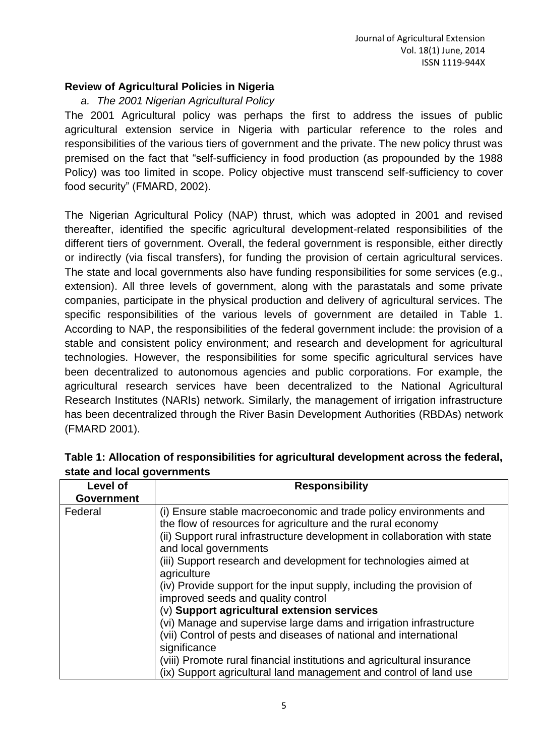## Review of Agricultural Policies in Nigeria

*a. The 2001 Nigerian Agricultural Policy*

The 2001 Agricultural policy was perhaps the first to address the issues of public agricultural extension service in Nigeria with particular reference to the roles and responsibilities of the various tiers of government and the private. The new policy thrust was premised on the fact that "self-sufficiency in food production (as propounded by the 1988 Policy) was too limited in scope. Policy objective must transcend self-sufficiency to cover food security" (FMARD, 2002).

The Nigerian Agricultural Policy (NAP) thrust, which was adopted in 2001 and revised thereafter, identified the specific agricultural development-related responsibilities of the different tiers of government. Overall, the federal government is responsible, either directly or indirectly (via fiscal transfers), for funding the provision of certain agricultural services. The state and local governments also have funding responsibilities for some services (e.g., extension). All three levels of government, along with the parastatals and some private companies, participate in the physical production and delivery of agricultural services. The specific responsibilities of the various levels of government are detailed in Table 1. According to NAP, the responsibilities of the federal government include: the provision of a stable and consistent policy environment; and research and development for agricultural technologies. However, the responsibilities for some specific agricultural services have been decentralized to autonomous agencies and public corporations. For example, the agricultural research services have been decentralized to the National Agricultural Research Institutes (NARIs) network. Similarly, the management of irrigation infrastructure has been decentralized through the River Basin Development Authorities (RBDAs) network (FMARD 2001).

**Table 1: Allocation of responsibilities for agricultural development across the federal, state and local governments**

| Level of Government | Responsibility |
|---|---|
| Federal | (i) Ensure stable macroeconomic and trade policy environments and the flow of resources for agriculture and the rural economy<br>(ii) Support rural infrastructure development in collaboration with state and local governments<br>(iii) Support research and development for technologies aimed at agriculture<br>(iv) Provide support for the input supply, including the provision of improved seeds and quality control<br>**(v) Support agricultural extension services**<br>(vi) Manage and supervise large dams and irrigation infrastructure<br>(vii) Control of pests and diseases of national and international significance<br>(viii) Promote rural financial institutions and agricultural insurance<br>(ix) Support agricultural land management and control of land use |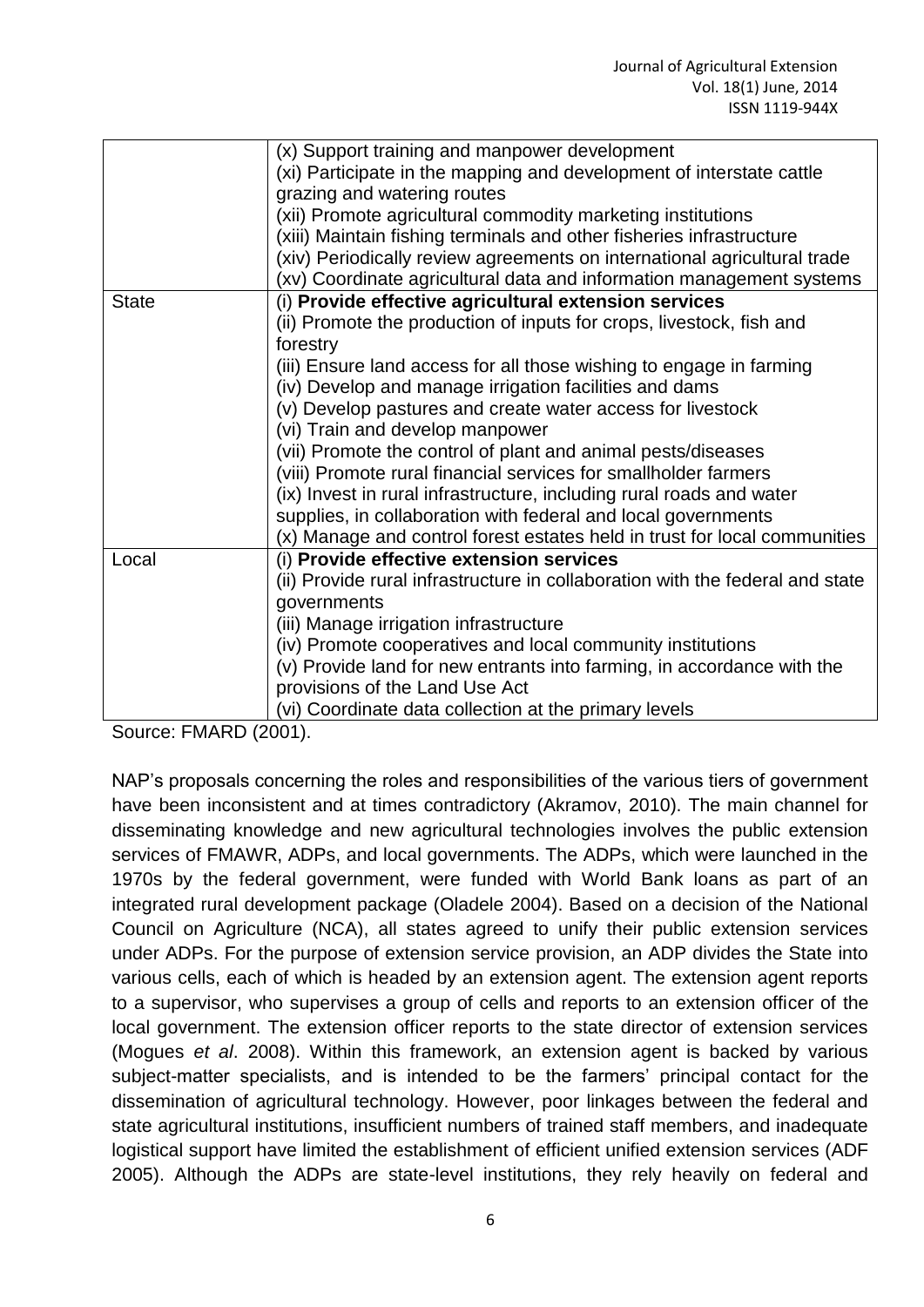| | |
|---|---|
| | (x) Support training and manpower development<br>(xi) Participate in the mapping and development of interstate cattle grazing and watering routes<br>(xii) Promote agricultural commodity marketing institutions<br>(xiii) Maintain fishing terminals and other fisheries infrastructure<br>(xiv) Periodically review agreements on international agricultural trade<br>(xv) Coordinate agricultural data and information management systems |
| State | (i) **Provide effective agricultural extension services**<br>(ii) Promote the production of inputs for crops, livestock, fish and forestry<br>(iii) Ensure land access for all those wishing to engage in farming<br>(iv) Develop and manage irrigation facilities and dams<br>(v) Develop pastures and create water access for livestock<br>(vi) Train and develop manpower<br>(vii) Promote the control of plant and animal pests/diseases<br>(viii) Promote rural financial services for smallholder farmers<br>(ix) Invest in rural infrastructure, including rural roads and water supplies, in collaboration with federal and local governments<br>(x) Manage and control forest estates held in trust for local communities |
| Local | (i) **Provide effective extension services**<br>(ii) Provide rural infrastructure in collaboration with the federal and state governments<br>(iii) Manage irrigation infrastructure<br>(iv) Promote cooperatives and local community institutions<br>(v) Provide land for new entrants into farming, in accordance with the provisions of the Land Use Act<br>(vi) Coordinate data collection at the primary levels |

Source: FMARD (2001).

NAP's proposals concerning the roles and responsibilities of the various tiers of government have been inconsistent and at times contradictory (Akramov, 2010). The main channel for disseminating knowledge and new agricultural technologies involves the public extension services of FMAWR, ADPs, and local governments. The ADPs, which were launched in the 1970s by the federal government, were funded with World Bank loans as part of an integrated rural development package (Oladele 2004). Based on a decision of the National Council on Agriculture (NCA), all states agreed to unify their public extension services under ADPs. For the purpose of extension service provision, an ADP divides the State into various cells, each of which is headed by an extension agent. The extension agent reports to a supervisor, who supervises a group of cells and reports to an extension officer of the local government. The extension officer reports to the state director of extension services (Mogues *et al*. 2008). Within this framework, an extension agent is backed by various subject-matter specialists, and is intended to be the farmers' principal contact for the dissemination of agricultural technology. However, poor linkages between the federal and state agricultural institutions, insufficient numbers of trained staff members, and inadequate logistical support have limited the establishment of efficient unified extension services (ADF 2005). Although the ADPs are state-level institutions, they rely heavily on federal and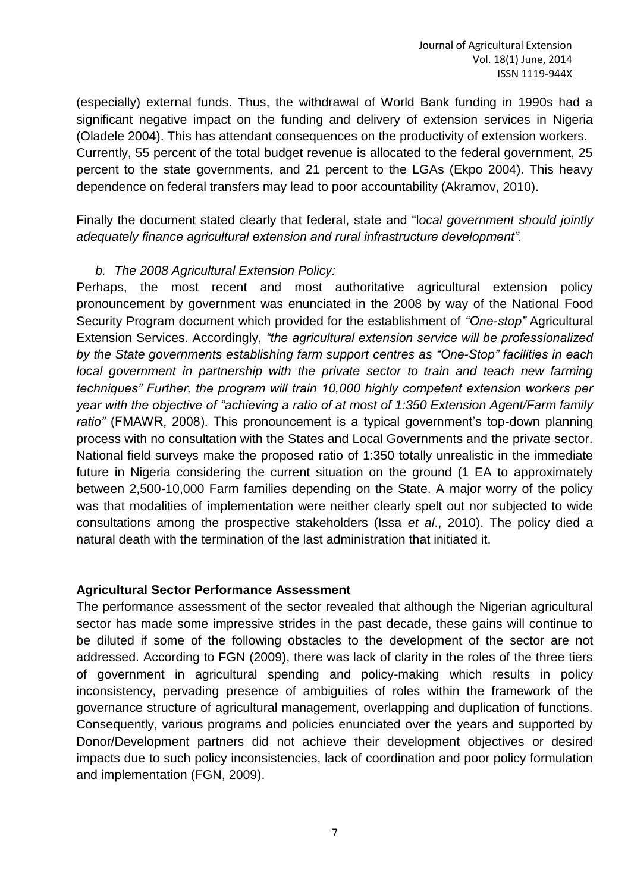(especially) external funds. Thus, the withdrawal of World Bank funding in 1990s had a significant negative impact on the funding and delivery of extension services in Nigeria (Oladele 2004). This has attendant consequences on the productivity of extension workers. Currently, 55 percent of the total budget revenue is allocated to the federal government, 25 percent to the state governments, and 21 percent to the LGAs (Ekpo 2004). This heavy dependence on federal transfers may lead to poor accountability (Akramov, 2010).

Finally the document stated clearly that federal, state and "l*ocal government should jointly adequately finance agricultural extension and rural infrastructure development"*.

*b. The 2008 Agricultural Extension Policy:*

Perhaps, the most recent and most authoritative agricultural extension policy pronouncement by government was enunciated in the 2008 by way of the National Food Security Program document which provided for the establishment of *"One-stop"* Agricultural Extension Services. Accordingly, *"the agricultural extension service will be professionalized by the State governments establishing farm support centres as "One-Stop" facilities in each local government in partnership with the private sector to train and teach new farming techniques" Further, the program will train 10,000 highly competent extension workers per year with the objective of "achieving a ratio of at most of 1:350 Extension Agent/Farm family ratio"* (FMAWR, 2008). This pronouncement is a typical government's top-down planning process with no consultation with the States and Local Governments and the private sector. National field surveys make the proposed ratio of 1:350 totally unrealistic in the immediate future in Nigeria considering the current situation on the ground (1 EA to approximately between 2,500-10,000 Farm families depending on the State. A major worry of the policy was that modalities of implementation were neither clearly spelt out nor subjected to wide consultations among the prospective stakeholders (Issa *et al*., 2010). The policy died a natural death with the termination of the last administration that initiated it.

**Agricultural Sector Performance Assessment**

The performance assessment of the sector revealed that although the Nigerian agricultural sector has made some impressive strides in the past decade, these gains will continue to be diluted if some of the following obstacles to the development of the sector are not addressed. According to FGN (2009), there was lack of clarity in the roles of the three tiers of government in agricultural spending and policy-making which results in policy inconsistency, pervading presence of ambiguities of roles within the framework of the governance structure of agricultural management, overlapping and duplication of functions. Consequently, various programs and policies enunciated over the years and supported by Donor/Development partners did not achieve their development objectives or desired impacts due to such policy inconsistencies, lack of coordination and poor policy formulation and implementation (FGN, 2009).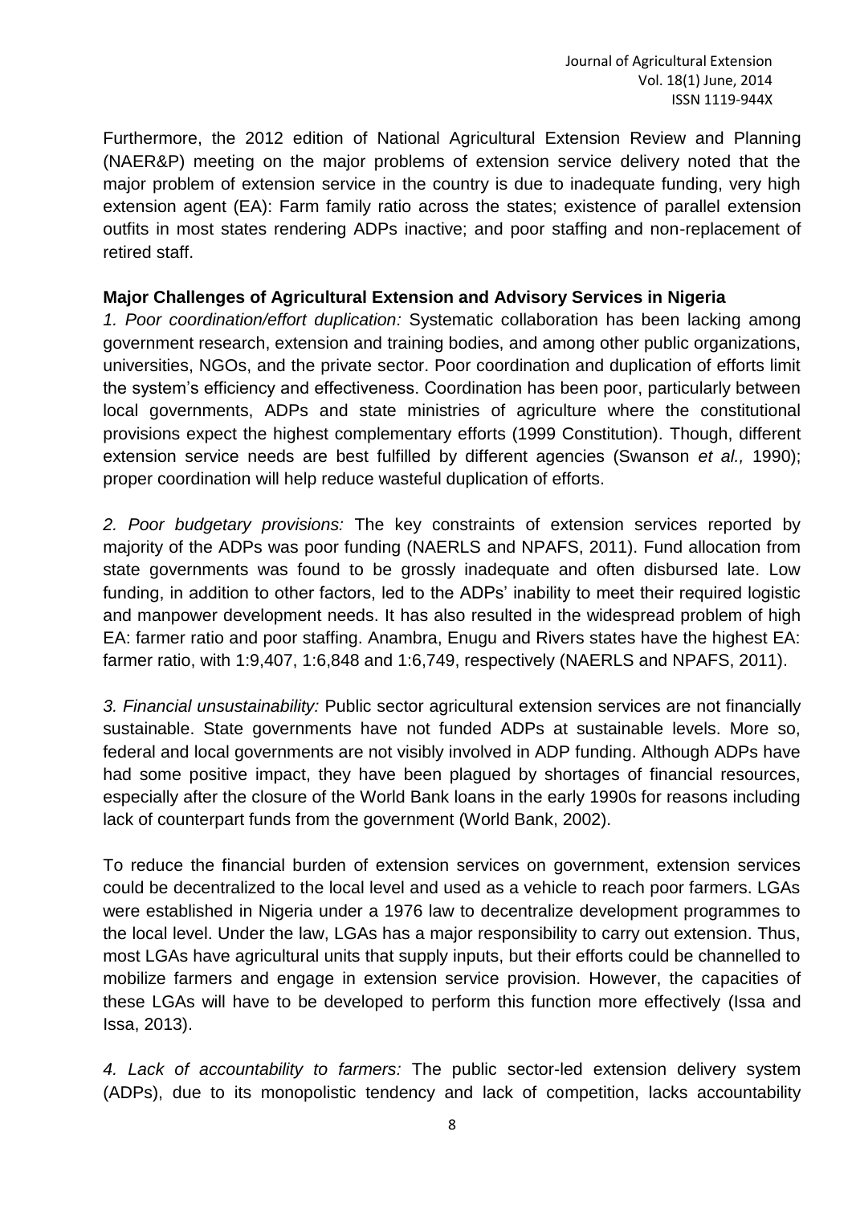Furthermore, the 2012 edition of National Agricultural Extension Review and Planning (NAER&P) meeting on the major problems of extension service delivery noted that the major problem of extension service in the country is due to inadequate funding, very high extension agent (EA): Farm family ratio across the states; existence of parallel extension outfits in most states rendering ADPs inactive; and poor staffing and non-replacement of retired staff.

**Major Challenges of Agricultural Extension and Advisory Services in Nigeria**

*1. Poor coordination/effort duplication:* Systematic collaboration has been lacking among government research, extension and training bodies, and among other public organizations, universities, NGOs, and the private sector. Poor coordination and duplication of efforts limit the system's efficiency and effectiveness. Coordination has been poor, particularly between local governments, ADPs and state ministries of agriculture where the constitutional provisions expect the highest complementary efforts (1999 Constitution). Though, different extension service needs are best fulfilled by different agencies (Swanson *et al.,* 1990); proper coordination will help reduce wasteful duplication of efforts.

*2. Poor budgetary provisions:* The key constraints of extension services reported by majority of the ADPs was poor funding (NAERLS and NPAFS, 2011). Fund allocation from state governments was found to be grossly inadequate and often disbursed late. Low funding, in addition to other factors, led to the ADPs' inability to meet their required logistic and manpower development needs. It has also resulted in the widespread problem of high EA: farmer ratio and poor staffing. Anambra, Enugu and Rivers states have the highest EA: farmer ratio, with 1:9,407, 1:6,848 and 1:6,749, respectively (NAERLS and NPAFS, 2011).

*3. Financial unsustainability:* Public sector agricultural extension services are not financially sustainable. State governments have not funded ADPs at sustainable levels. More so, federal and local governments are not visibly involved in ADP funding. Although ADPs have had some positive impact, they have been plagued by shortages of financial resources, especially after the closure of the World Bank loans in the early 1990s for reasons including lack of counterpart funds from the government (World Bank, 2002).

To reduce the financial burden of extension services on government, extension services could be decentralized to the local level and used as a vehicle to reach poor farmers. LGAs were established in Nigeria under a 1976 law to decentralize development programmes to the local level. Under the law, LGAs has a major responsibility to carry out extension. Thus, most LGAs have agricultural units that supply inputs, but their efforts could be channelled to mobilize farmers and engage in extension service provision. However, the capacities of these LGAs will have to be developed to perform this function more effectively (Issa and Issa, 2013).

*4. Lack of accountability to farmers:* The public sector-led extension delivery system (ADPs), due to its monopolistic tendency and lack of competition, lacks accountability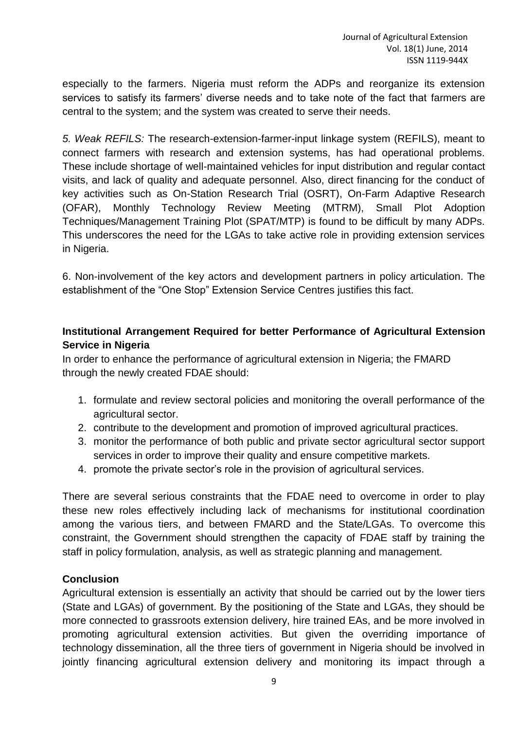especially to the farmers. Nigeria must reform the ADPs and reorganize its extension services to satisfy its farmers' diverse needs and to take note of the fact that farmers are central to the system; and the system was created to serve their needs.

*5. Weak REFILS:* The research-extension-farmer-input linkage system (REFILS), meant to connect farmers with research and extension systems, has had operational problems. These include shortage of well-maintained vehicles for input distribution and regular contact visits, and lack of quality and adequate personnel. Also, direct financing for the conduct of key activities such as On-Station Research Trial (OSRT), On-Farm Adaptive Research (OFAR), Monthly Technology Review Meeting (MTRM), Small Plot Adoption Techniques/Management Training Plot (SPAT/MTP) is found to be difficult by many ADPs. This underscores the need for the LGAs to take active role in providing extension services in Nigeria.

6. Non-involvement of the key actors and development partners in policy articulation. The establishment of the "One Stop" Extension Service Centres justifies this fact.

**Institutional Arrangement Required for better Performance of Agricultural Extension Service in Nigeria**

In order to enhance the performance of agricultural extension in Nigeria; the FMARD through the newly created FDAE should:

1. formulate and review sectoral policies and monitoring the overall performance of the agricultural sector.
2. contribute to the development and promotion of improved agricultural practices.
3. monitor the performance of both public and private sector agricultural sector support services in order to improve their quality and ensure competitive markets.
4. promote the private sector's role in the provision of agricultural services.

There are several serious constraints that the FDAE need to overcome in order to play these new roles effectively including lack of mechanisms for institutional coordination among the various tiers, and between FMARD and the State/LGAs. To overcome this constraint, the Government should strengthen the capacity of FDAE staff by training the staff in policy formulation, analysis, as well as strategic planning and management.

**Conclusion**

Agricultural extension is essentially an activity that should be carried out by the lower tiers (State and LGAs) of government. By the positioning of the State and LGAs, they should be more connected to grassroots extension delivery, hire trained EAs, and be more involved in promoting agricultural extension activities. But given the overriding importance of technology dissemination, all the three tiers of government in Nigeria should be involved in jointly financing agricultural extension delivery and monitoring its impact through a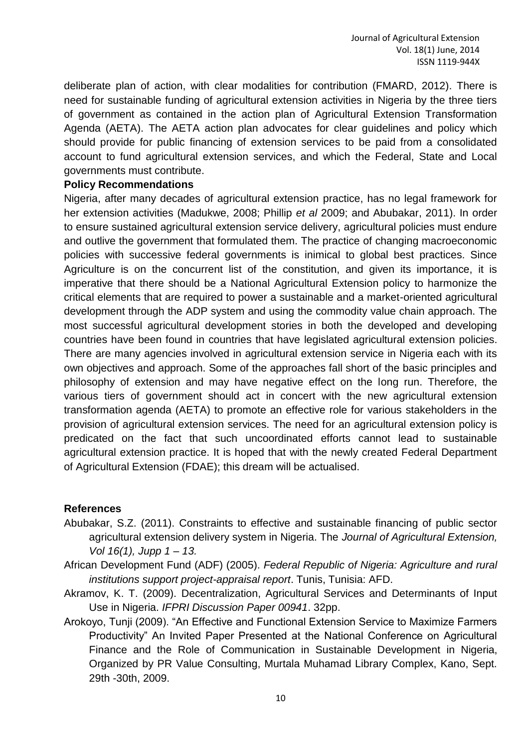deliberate plan of action, with clear modalities for contribution (FMARD, 2012). There is need for sustainable funding of agricultural extension activities in Nigeria by the three tiers of government as contained in the action plan of Agricultural Extension Transformation Agenda (AETA). The AETA action plan advocates for clear guidelines and policy which should provide for public financing of extension services to be paid from a consolidated account to fund agricultural extension services, and which the Federal, State and Local governments must contribute.

**Policy Recommendations**

Nigeria, after many decades of agricultural extension practice, has no legal framework for her extension activities (Madukwe, 2008; Phillip *et al* 2009; and Abubakar, 2011). In order to ensure sustained agricultural extension service delivery, agricultural policies must endure and outlive the government that formulated them. The practice of changing macroeconomic policies with successive federal governments is inimical to global best practices. Since Agriculture is on the concurrent list of the constitution, and given its importance, it is imperative that there should be a National Agricultural Extension policy to harmonize the critical elements that are required to power a sustainable and a market-oriented agricultural development through the ADP system and using the commodity value chain approach. The most successful agricultural development stories in both the developed and developing countries have been found in countries that have legislated agricultural extension policies. There are many agencies involved in agricultural extension service in Nigeria each with its own objectives and approach. Some of the approaches fall short of the basic principles and philosophy of extension and may have negative effect on the long run. Therefore, the various tiers of government should act in concert with the new agricultural extension transformation agenda (AETA) to promote an effective role for various stakeholders in the provision of agricultural extension services. The need for an agricultural extension policy is predicated on the fact that such uncoordinated efforts cannot lead to sustainable agricultural extension practice. It is hoped that with the newly created Federal Department of Agricultural Extension (FDAE); this dream will be actualised.

**References**

Abubakar, S.Z. (2011). Constraints to effective and sustainable financing of public sector agricultural extension delivery system in Nigeria. The *Journal of Agricultural Extension, Vol 16(1), Jupp 1 – 13.*

African Development Fund (ADF) (2005). *Federal Republic of Nigeria: Agriculture and rural institutions support project-appraisal report*. Tunis, Tunisia: AFD.

Akramov, K. T. (2009). Decentralization, Agricultural Services and Determinants of Input Use in Nigeria. *IFPRI Discussion Paper 00941*. 32pp.

Arokoyo, Tunji (2009). "An Effective and Functional Extension Service to Maximize Farmers Productivity" An Invited Paper Presented at the National Conference on Agricultural Finance and the Role of Communication in Sustainable Development in Nigeria, Organized by PR Value Consulting, Murtala Muhamad Library Complex, Kano, Sept. 29th -30th, 2009.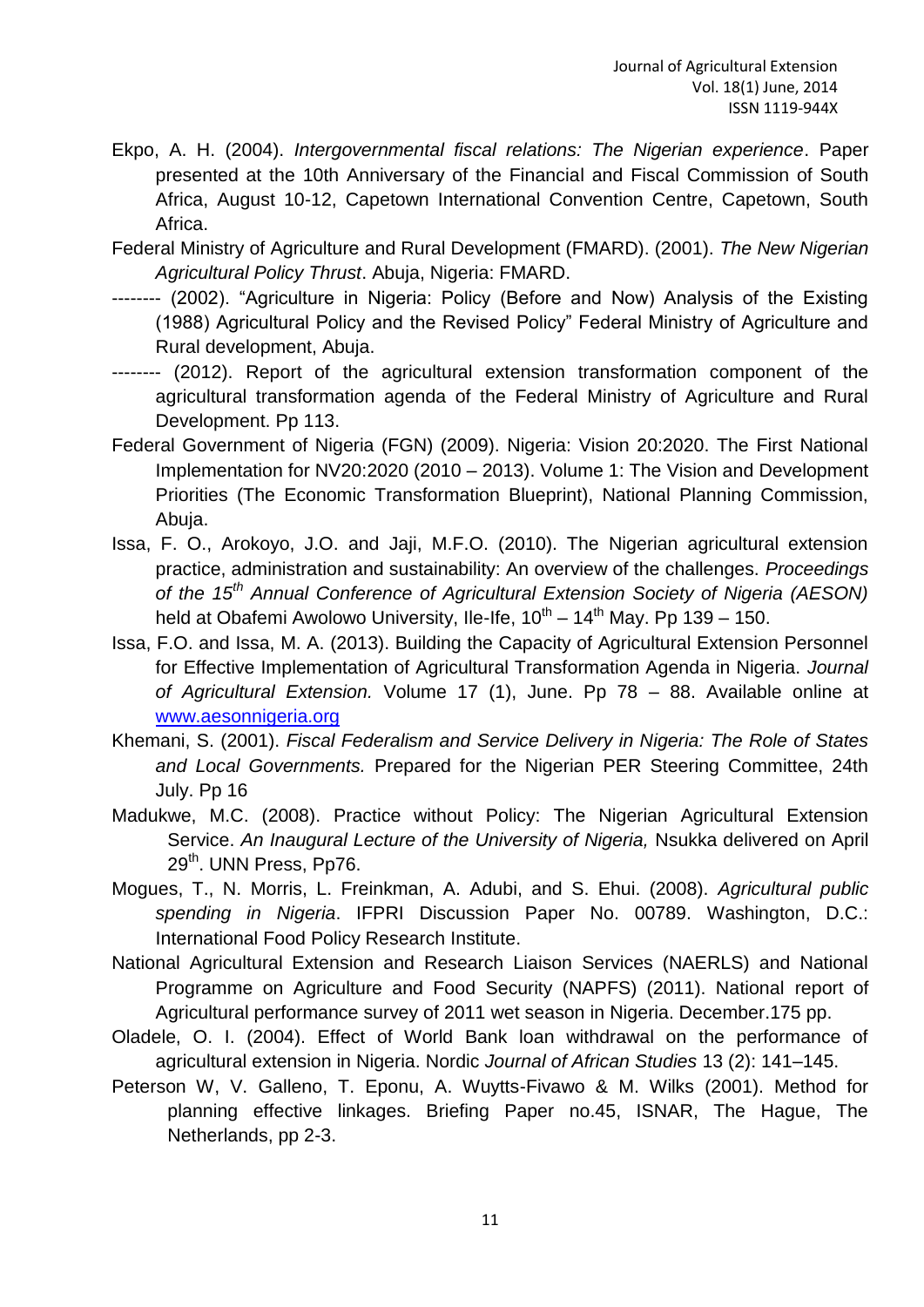Ekpo, A. H. (2004). *Intergovernmental fiscal relations: The Nigerian experience*. Paper presented at the 10th Anniversary of the Financial and Fiscal Commission of South Africa, August 10-12, Capetown International Convention Centre, Capetown, South Africa.

Federal Ministry of Agriculture and Rural Development (FMARD). (2001). *The New Nigerian Agricultural Policy Thrust*. Abuja, Nigeria: FMARD.

-------- (2002). "Agriculture in Nigeria: Policy (Before and Now) Analysis of the Existing (1988) Agricultural Policy and the Revised Policy" Federal Ministry of Agriculture and Rural development, Abuja.

-------- (2012). Report of the agricultural extension transformation component of the agricultural transformation agenda of the Federal Ministry of Agriculture and Rural Development. Pp 113.

Federal Government of Nigeria (FGN) (2009). Nigeria: Vision 20:2020. The First National Implementation for NV20:2020 (2010 – 2013). Volume 1: The Vision and Development Priorities (The Economic Transformation Blueprint), National Planning Commission, Abuja.

Issa, F. O., Arokoyo, J.O. and Jaji, M.F.O. (2010). The Nigerian agricultural extension practice, administration and sustainability: An overview of the challenges. *Proceedings of the 15th Annual Conference of Agricultural Extension Society of Nigeria (AESON)* held at Obafemi Awolowo University, Ile-Ife, 10th – 14th May. Pp 139 – 150.

Issa, F.O. and Issa, M. A. (2013). Building the Capacity of Agricultural Extension Personnel for Effective Implementation of Agricultural Transformation Agenda in Nigeria. *Journal of Agricultural Extension.* Volume 17 (1), June. Pp 78 – 88. Available online at www.aesonnigeria.org

Khemani, S. (2001). *Fiscal Federalism and Service Delivery in Nigeria: The Role of States and Local Governments.* Prepared for the Nigerian PER Steering Committee, 24th July. Pp 16

Madukwe, M.C. (2008). Practice without Policy: The Nigerian Agricultural Extension Service. *An Inaugural Lecture of the University of Nigeria,* Nsukka delivered on April 29th. UNN Press, Pp76.

Mogues, T., N. Morris, L. Freinkman, A. Adubi, and S. Ehui. (2008). *Agricultural public spending in Nigeria*. IFPRI Discussion Paper No. 00789. Washington, D.C.: International Food Policy Research Institute.

National Agricultural Extension and Research Liaison Services (NAERLS) and National Programme on Agriculture and Food Security (NAPFS) (2011). National report of Agricultural performance survey of 2011 wet season in Nigeria. December.175 pp.

Oladele, O. I. (2004). Effect of World Bank loan withdrawal on the performance of agricultural extension in Nigeria. Nordic *Journal of African Studies* 13 (2): 141–145.

Peterson W, V. Galleno, T. Eponu, A. Wuytts-Fivawo & M. Wilks (2001). Method for planning effective linkages. Briefing Paper no.45, ISNAR, The Hague, The Netherlands, pp 2-3.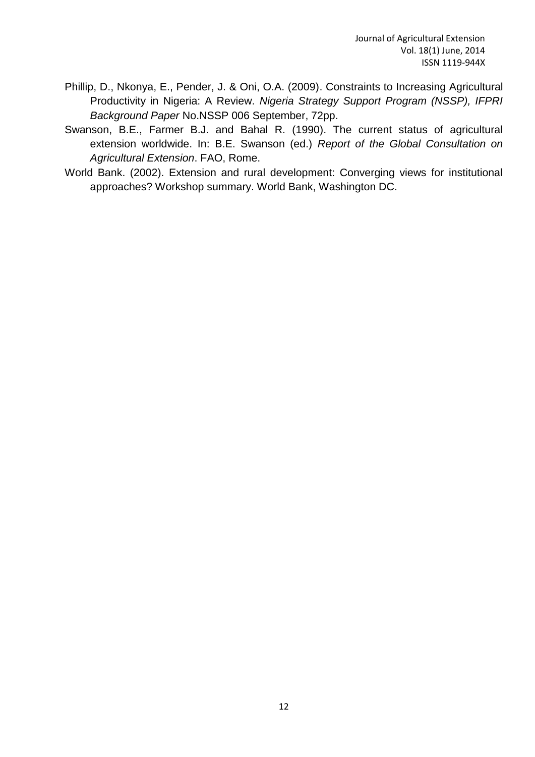Phillip, D., Nkonya, E., Pender, J. & Oni, O.A. (2009). Constraints to Increasing Agricultural Productivity in Nigeria: A Review. *Nigeria Strategy Support Program (NSSP), IFPRI Background Paper* No.NSSP 006 September, 72pp.

Swanson, B.E., Farmer B.J. and Bahal R. (1990). The current status of agricultural extension worldwide. In: B.E. Swanson (ed.) *Report of the Global Consultation on Agricultural Extension*. FAO, Rome.

World Bank. (2002). Extension and rural development: Converging views for institutional approaches? Workshop summary. World Bank, Washington DC.